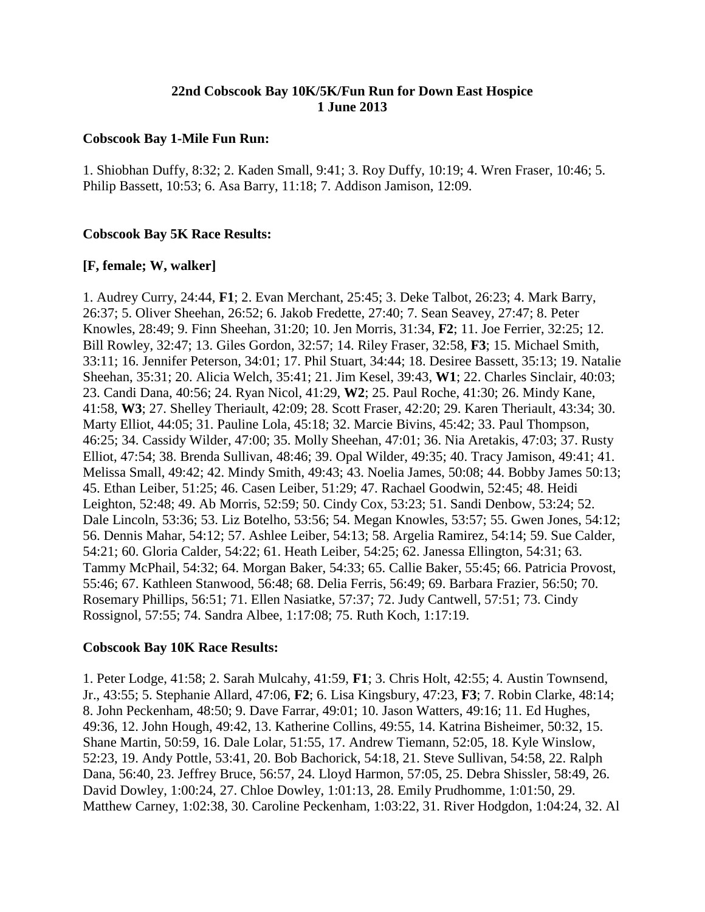**22nd Cobscook Bay 10K/5K/Fun Run for Down East Hospice**
**1 June 2013**

**Cobscook Bay 1-Mile Fun Run:**

1. Shiobhan Duffy, 8:32; 2. Kaden Small, 9:41; 3. Roy Duffy, 10:19; 4. Wren Fraser, 10:46; 5. Philip Bassett, 10:53; 6. Asa Barry, 11:18; 7. Addison Jamison, 12:09.

**Cobscook Bay 5K Race Results:**

**[F, female; W, walker]**

1. Audrey Curry, 24:44, **F1**; 2. Evan Merchant, 25:45; 3. Deke Talbot, 26:23; 4. Mark Barry, 26:37; 5. Oliver Sheehan, 26:52; 6. Jakob Fredette, 27:40; 7. Sean Seavey, 27:47; 8. Peter Knowles, 28:49; 9. Finn Sheehan, 31:20; 10. Jen Morris, 31:34, **F2**; 11. Joe Ferrier, 32:25; 12. Bill Rowley, 32:47; 13. Giles Gordon, 32:57; 14. Riley Fraser, 32:58, **F3**; 15. Michael Smith, 33:11; 16. Jennifer Peterson, 34:01; 17. Phil Stuart, 34:44; 18. Desiree Bassett, 35:13; 19. Natalie Sheehan, 35:31; 20. Alicia Welch, 35:41; 21. Jim Kesel, 39:43, **W1**; 22. Charles Sinclair, 40:03; 23. Candi Dana, 40:56; 24. Ryan Nicol, 41:29, **W2**; 25. Paul Roche, 41:30; 26. Mindy Kane, 41:58, **W3**; 27. Shelley Theriault, 42:09; 28. Scott Fraser, 42:20; 29. Karen Theriault, 43:34; 30. Marty Elliot, 44:05; 31. Pauline Lola, 45:18; 32. Marcie Bivins, 45:42; 33. Paul Thompson, 46:25; 34. Cassidy Wilder, 47:00; 35. Molly Sheehan, 47:01; 36. Nia Aretakis, 47:03; 37. Rusty Elliot, 47:54; 38. Brenda Sullivan, 48:46; 39. Opal Wilder, 49:35; 40. Tracy Jamison, 49:41; 41. Melissa Small, 49:42; 42. Mindy Smith, 49:43; 43. Noelia James, 50:08; 44. Bobby James 50:13; 45. Ethan Leiber, 51:25; 46. Casen Leiber, 51:29; 47. Rachael Goodwin, 52:45; 48. Heidi Leighton, 52:48; 49. Ab Morris, 52:59; 50. Cindy Cox, 53:23; 51. Sandi Denbow, 53:24; 52. Dale Lincoln, 53:36; 53. Liz Botelho, 53:56; 54. Megan Knowles, 53:57; 55. Gwen Jones, 54:12; 56. Dennis Mahar, 54:12; 57. Ashlee Leiber, 54:13; 58. Argelia Ramirez, 54:14; 59. Sue Calder, 54:21; 60. Gloria Calder, 54:22; 61. Heath Leiber, 54:25; 62. Janessa Ellington, 54:31; 63. Tammy McPhail, 54:32; 64. Morgan Baker, 54:33; 65. Callie Baker, 55:45; 66. Patricia Provost, 55:46; 67. Kathleen Stanwood, 56:48; 68. Delia Ferris, 56:49; 69. Barbara Frazier, 56:50; 70. Rosemary Phillips, 56:51; 71. Ellen Nasiatke, 57:37; 72. Judy Cantwell, 57:51; 73. Cindy Rossignol, 57:55; 74. Sandra Albee, 1:17:08; 75. Ruth Koch, 1:17:19.

**Cobscook Bay 10K Race Results:**

1. Peter Lodge, 41:58; 2. Sarah Mulcahy, 41:59, **F1**; 3. Chris Holt, 42:55; 4. Austin Townsend, Jr., 43:55; 5. Stephanie Allard, 47:06, **F2**; 6. Lisa Kingsbury, 47:23, **F3**; 7. Robin Clarke, 48:14; 8. John Peckenham, 48:50; 9. Dave Farrar, 49:01; 10. Jason Watters, 49:16; 11. Ed Hughes, 49:36, 12. John Hough, 49:42, 13. Katherine Collins, 49:55, 14. Katrina Bisheimer, 50:32, 15. Shane Martin, 50:59, 16. Dale Lolar, 51:55, 17. Andrew Tiemann, 52:05, 18. Kyle Winslow, 52:23, 19. Andy Pottle, 53:41, 20. Bob Bachorick, 54:18, 21. Steve Sullivan, 54:58, 22. Ralph Dana, 56:40, 23. Jeffrey Bruce, 56:57, 24. Lloyd Harmon, 57:05, 25. Debra Shissler, 58:49, 26. David Dowley, 1:00:24, 27. Chloe Dowley, 1:01:13, 28. Emily Prudhomme, 1:01:50, 29. Matthew Carney, 1:02:38, 30. Caroline Peckenham, 1:03:22, 31. River Hodgdon, 1:04:24, 32. Al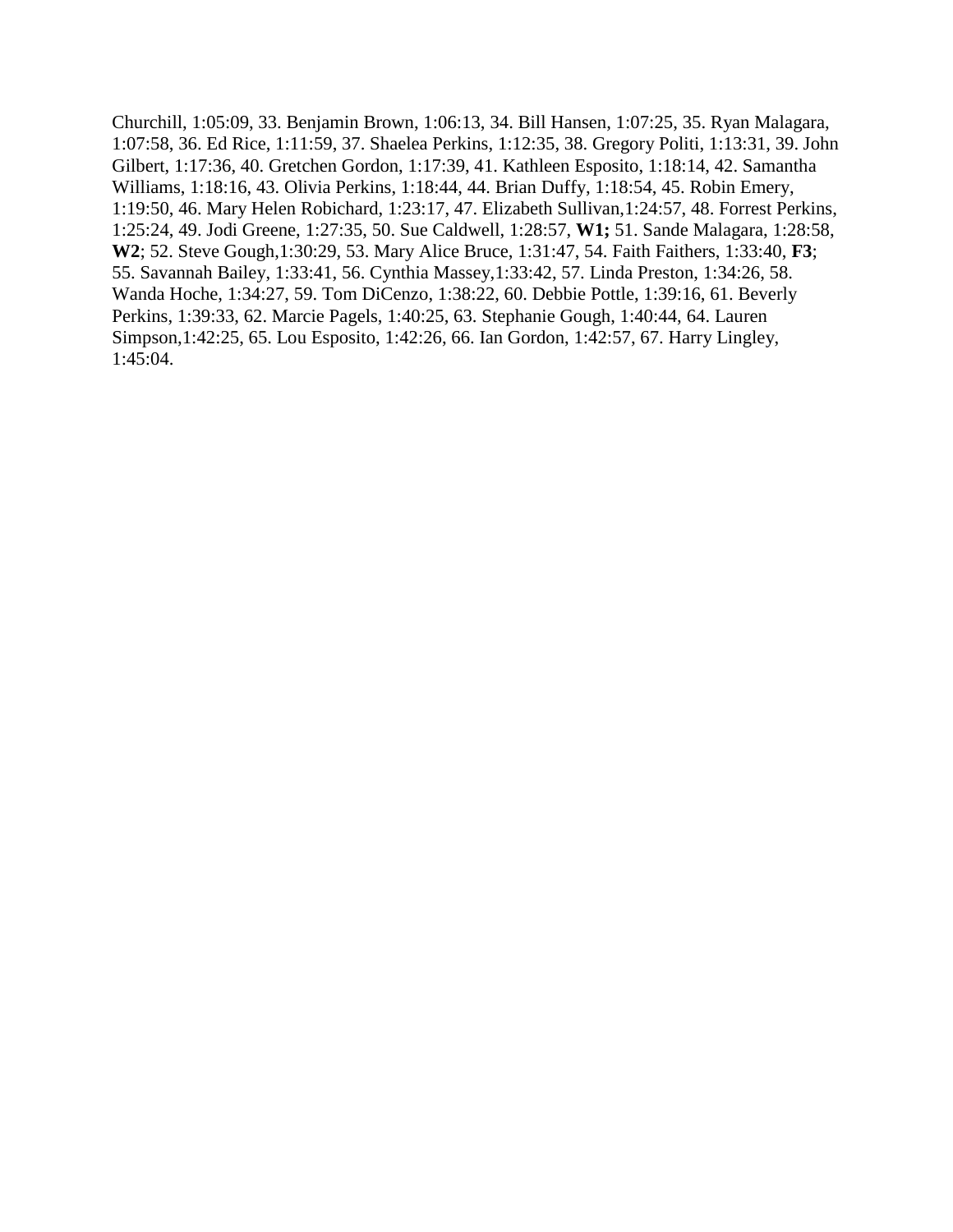Churchill, 1:05:09, 33. Benjamin Brown, 1:06:13, 34. Bill Hansen, 1:07:25, 35. Ryan Malagara, 1:07:58, 36. Ed Rice, 1:11:59, 37. Shaelea Perkins, 1:12:35, 38. Gregory Politi, 1:13:31, 39. John Gilbert, 1:17:36, 40. Gretchen Gordon, 1:17:39, 41. Kathleen Esposito, 1:18:14, 42. Samantha Williams, 1:18:16, 43. Olivia Perkins, 1:18:44, 44. Brian Duffy, 1:18:54, 45. Robin Emery, 1:19:50, 46. Mary Helen Robichard, 1:23:17, 47. Elizabeth Sullivan,1:24:57, 48. Forrest Perkins, 1:25:24, 49. Jodi Greene, 1:27:35, 50. Sue Caldwell, 1:28:57, **W1;** 51. Sande Malagara, 1:28:58, **W2**; 52. Steve Gough,1:30:29, 53. Mary Alice Bruce, 1:31:47, 54. Faith Faithers, 1:33:40, **F3**; 55. Savannah Bailey, 1:33:41, 56. Cynthia Massey,1:33:42, 57. Linda Preston, 1:34:26, 58. Wanda Hoche, 1:34:27, 59. Tom DiCenzo, 1:38:22, 60. Debbie Pottle, 1:39:16, 61. Beverly Perkins, 1:39:33, 62. Marcie Pagels, 1:40:25, 63. Stephanie Gough, 1:40:44, 64. Lauren Simpson,1:42:25, 65. Lou Esposito, 1:42:26, 66. Ian Gordon, 1:42:57, 67. Harry Lingley, 1:45:04.